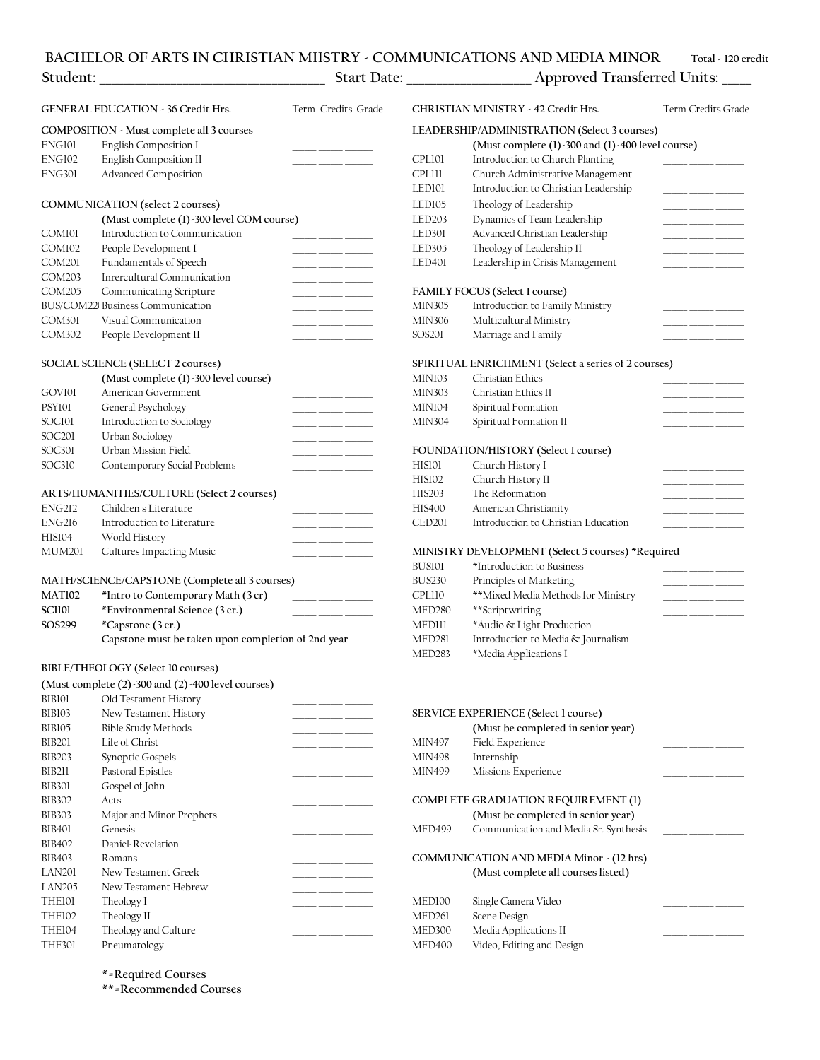# BACHELOR OF ARTS IN CHRISTIAN MIISTRY - COMMUNICATIONS AND MEDIA MINOR

Total - 120 credit

Student: ______________________________ Start Date: ________________ Approved Transferred Units: ____

## GENERAL EDUCATION - 36 Credit Hrs.

| | | Term | Credits | Grade |
|---|---|---|---|---|
| **COMPOSITION - Must complete all 3 courses** | | | | |
| ENG101 | English Composition I | | | |
| ENG102 | English Composition II | | | |
| ENG301 | Advanced Composition | | | |
| **COMMUNICATION (select 2 courses)** | | | | |
| | (Must complete (1)-300 level COM course) | | | |
| COM101 | Introduction to Communication | | | |
| COM102 | People Development I | | | |
| COM201 | Fundamentals of Speech | | | |
| COM203 | Inrercultural Communication | | | |
| COM205 | Communicating Scripture | | | |
| BUS/COM22 | Business Communication | | | |
| COM301 | Visual Communication | | | |
| COM302 | People Development II | | | |
| **SOCIAL SCIENCE (SELECT 2 courses)** | | | | |
| | (Must complete (1)-300 level course) | | | |
| GOV101 | American Government | | | |
| PSY101 | General Psychology | | | |
| SOC101 | Introduction to Sociology | | | |
| SOC201 | Urban Sociology | | | |
| SOC301 | Urban Mission Field | | | |
| SOC310 | Contemporary Social Problems | | | |
| **ARTS/HUMANITIES/CULTURE (Select 2 courses)** | | | | |
| ENG212 | Children's Literature | | | |
| ENG216 | Introduction to Literature | | | |
| HIS104 | World History | | | |
| MUM201 | Cultures Impacting Music | | | |
| **MATH/SCIENCE/CAPSTONE (Complete all 3 courses)** | | | | |
| **MAT102** | ***Intro to Contemporary Math (3 cr)** | | | |
| **SCI101** | ***Environmental Science (3 cr.)** | | | |
| **SOS299** | ***Capstone (3 cr.)** | | | |
| | **Capstone must be taken upon completion of 2nd year** | | | |
| **BIBLE/THEOLOGY (Select 10 courses)** | | | | |
| | (Must complete (2)-300 and (2)-400 level courses) | | | |
| BIB101 | Old Testament History | | | |
| BIB103 | New Testament History | | | |
| BIB105 | Bible Study Methods | | | |
| BIB201 | Life of Christ | | | |
| BIB203 | Synoptic Gospels | | | |
| BIB211 | Pastoral Epistles | | | |
| BIB301 | Gospel of John | | | |
| BIB302 | Acts | | | |
| BIB303 | Major and Minor Prophets | | | |
| BIB401 | Genesis | | | |
| BIB402 | Daniel-Revelation | | | |
| BIB403 | Romans | | | |
| LAN201 | New Testament Greek | | | |
| LAN205 | New Testament Hebrew | | | |
| THE101 | Theology I | | | |
| THE102 | Theology II | | | |
| THE104 | Theology and Culture | | | |
| THE301 | Pneumatology | | | |

**\*=Required Courses**
**\*\*=Recommended Courses**

## CHRISTIAN MINISTRY - 42 Credit Hrs.

| | | Term | Credits | Grade |
|---|---|---|---|---|
| **LEADERSHIP/ADMINISTRATION (Select 3 courses)** | | | | |
| | **(Must complete (1)-300 and (1)-400 level course)** | | | |
| CPL101 | Introduction to Church Planting | | | |
| CPL111 | Church Administrative Management | | | |
| LED101 | Introduction to Christian Leadership | | | |
| LED105 | Theology of Leadership | | | |
| LED203 | Dynamics of Team Leadership | | | |
| LED301 | Advanced Christian Leadership | | | |
| LED305 | Theology of Leadership II | | | |
| LED401 | Leadership in Crisis Management | | | |
| **FAMILY FOCUS (Select 1 course)** | | | | |
| MIN305 | Introduction to Family Ministry | | | |
| MIN306 | Multicultural Ministry | | | |
| SOS201 | Marriage and Family | | | |
| **SPIRITUAL ENRICHMENT (Select a series of 2 courses)** | | | | |
| MIN103 | Christian Ethics | | | |
| MIN303 | Christian Ethics II | | | |
| MIN104 | Spiritual Formation | | | |
| MIN304 | Spiritual Formation II | | | |
| **FOUNDATION/HISTORY (Select 1 course)** | | | | |
| HIS101 | Church History I | | | |
| HIS102 | Church History II | | | |
| HIS203 | The Reformation | | | |
| HIS400 | American Christianity | | | |
| CED201 | Introduction to Christian Education | | | |
| **MINISTRY DEVELOPMENT (Select 5 courses) \*Required** | | | | |
| BUS101 | \*Introduction to Business | | | |
| BUS230 | Principles of Marketing | | | |
| CPL110 | \*\*Mixed Media Methods for Ministry | | | |
| MED280 | \*\*Scriptwriting | | | |
| MED111 | \*Audio & Light Production | | | |
| MED281 | Introduction to Media & Journalism | | | |
| MED283 | \*Media Applications I | | | |
| **SERVICE EXPERIENCE (Select 1 course)** | | | | |
| | **(Must be completed in senior year)** | | | |
| MIN497 | Field Experience | | | |
| MIN498 | Internship | | | |
| MIN499 | Missions Experience | | | |
| **COMPLETE GRADUATION REQUIREMENT (1)** | | | | |
| | **(Must be completed in senior year)** | | | |
| MED499 | Communication and Media Sr. Synthesis | | | |
| **COMMUNICATION AND MEDIA Minor - (12 hrs)** | | | | |
| | **(Must complete all courses listed)** | | | |
| MED100 | Single Camera Video | | | |
| MED261 | Scene Design | | | |
| MED300 | Media Applications II | | | |
| MED400 | Video, Editing and Design | | | |